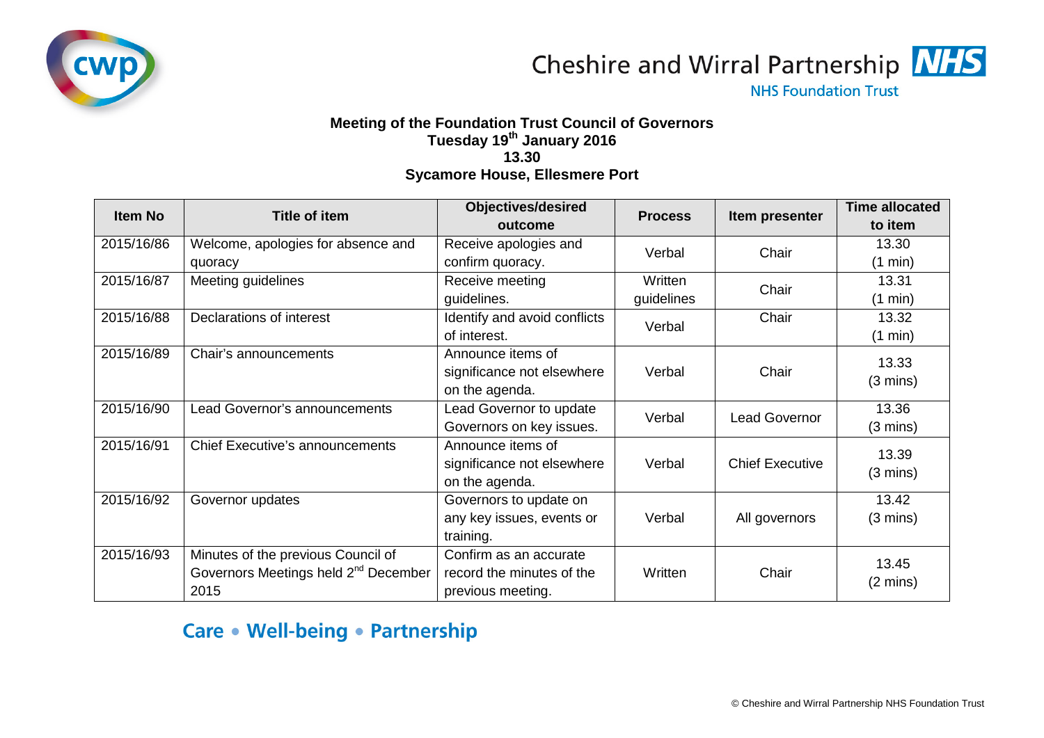Cheshire and Wirral Partnership NHS Foundation Trust

**Meeting of the Foundation Trust Council of Governors**
**Tuesday 19th January 2016**
**13.30**
**Sycamore House, Ellesmere Port**

| Item No | Title of item | Objectives/desired outcome | Process | Item presenter | Time allocated to item |
|---|---|---|---|---|---|
| 2015/16/86 | Welcome, apologies for absence and quoracy | Receive apologies and confirm quoracy. | Verbal | Chair | 13.30 (1 min) |
| 2015/16/87 | Meeting guidelines | Receive meeting guidelines. | Written guidelines | Chair | 13.31 (1 min) |
| 2015/16/88 | Declarations of interest | Identify and avoid conflicts of interest. | Verbal | Chair | 13.32 (1 min) |
| 2015/16/89 | Chair's announcements | Announce items of significance not elsewhere on the agenda. | Verbal | Chair | 13.33 (3 mins) |
| 2015/16/90 | Lead Governor's announcements | Lead Governor to update Governors on key issues. | Verbal | Lead Governor | 13.36 (3 mins) |
| 2015/16/91 | Chief Executive's announcements | Announce items of significance not elsewhere on the agenda. | Verbal | Chief Executive | 13.39 (3 mins) |
| 2015/16/92 | Governor updates | Governors to update on any key issues, events or training. | Verbal | All governors | 13.42 (3 mins) |
| 2015/16/93 | Minutes of the previous Council of Governors Meetings held 2nd December 2015 | Confirm as an accurate record the minutes of the previous meeting. | Written | Chair | 13.45 (2 mins) |

**Care • Well-being • Partnership**

© Cheshire and Wirral Partnership NHS Foundation Trust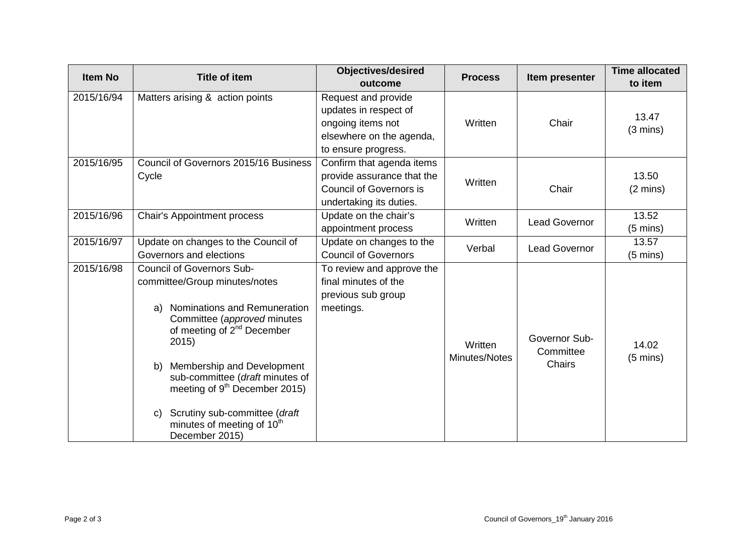| Item No | Title of item | Objectives/desired outcome | Process | Item presenter | Time allocated to item |
|---|---|---|---|---|---|
| 2015/16/94 | Matters arising & action points | Request and provide updates in respect of ongoing items not elsewhere on the agenda, to ensure progress. | Written | Chair | 13.47 (3 mins) |
| 2015/16/95 | Council of Governors 2015/16 Business Cycle | Confirm that agenda items provide assurance that the Council of Governors is undertaking its duties. | Written | Chair | 13.50 (2 mins) |
| 2015/16/96 | Chair's Appointment process | Update on the chair's appointment process | Written | Lead Governor | 13.52 (5 mins) |
| 2015/16/97 | Update on changes to the Council of Governors and elections | Update on changes to the Council of Governors | Verbal | Lead Governor | 13.57 (5 mins) |
| 2015/16/98 | Council of Governors Sub-committee/Group minutes/notes<br><br>a) Nominations and Remuneration Committee (*approved* minutes of meeting of 2nd December 2015)<br><br>b) Membership and Development sub-committee (*draft* minutes of meeting of 9th December 2015)<br><br>c) Scrutiny sub-committee (*draft* minutes of meeting of 10th December 2015) | To review and approve the final minutes of the previous sub group meetings. | Written Minutes/Notes | Governor Sub-Committee Chairs | 14.02 (5 mins) |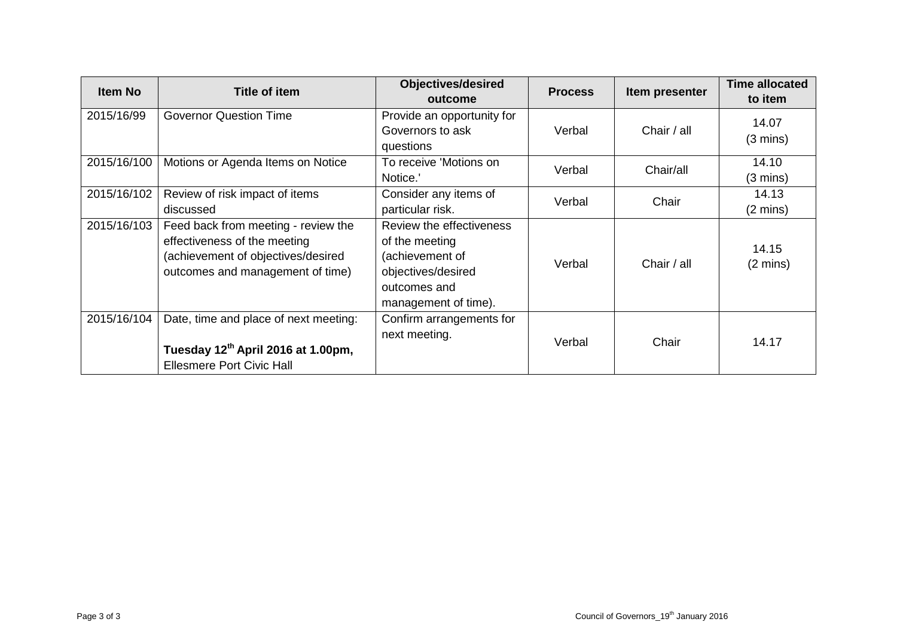| Item No | Title of item | Objectives/desired outcome | Process | Item presenter | Time allocated to item |
|---|---|---|---|---|---|
| 2015/16/99 | Governor Question Time | Provide an opportunity for Governors to ask questions | Verbal | Chair / all | 14.07 (3 mins) |
| 2015/16/100 | Motions or Agenda Items on Notice | To receive 'Motions on Notice.' | Verbal | Chair/all | 14.10 (3 mins) |
| 2015/16/102 | Review of risk impact of items discussed | Consider any items of particular risk. | Verbal | Chair | 14.13 (2 mins) |
| 2015/16/103 | Feed back from meeting - review the effectiveness of the meeting (achievement of objectives/desired outcomes and management of time) | Review the effectiveness of the meeting (achievement of objectives/desired outcomes and management of time). | Verbal | Chair / all | 14.15 (2 mins) |
| 2015/16/104 | Date, time and place of next meeting: **Tuesday 12th April 2016 at 1.00pm,** Ellesmere Port Civic Hall | Confirm arrangements for next meeting. | Verbal | Chair | 14.17 |